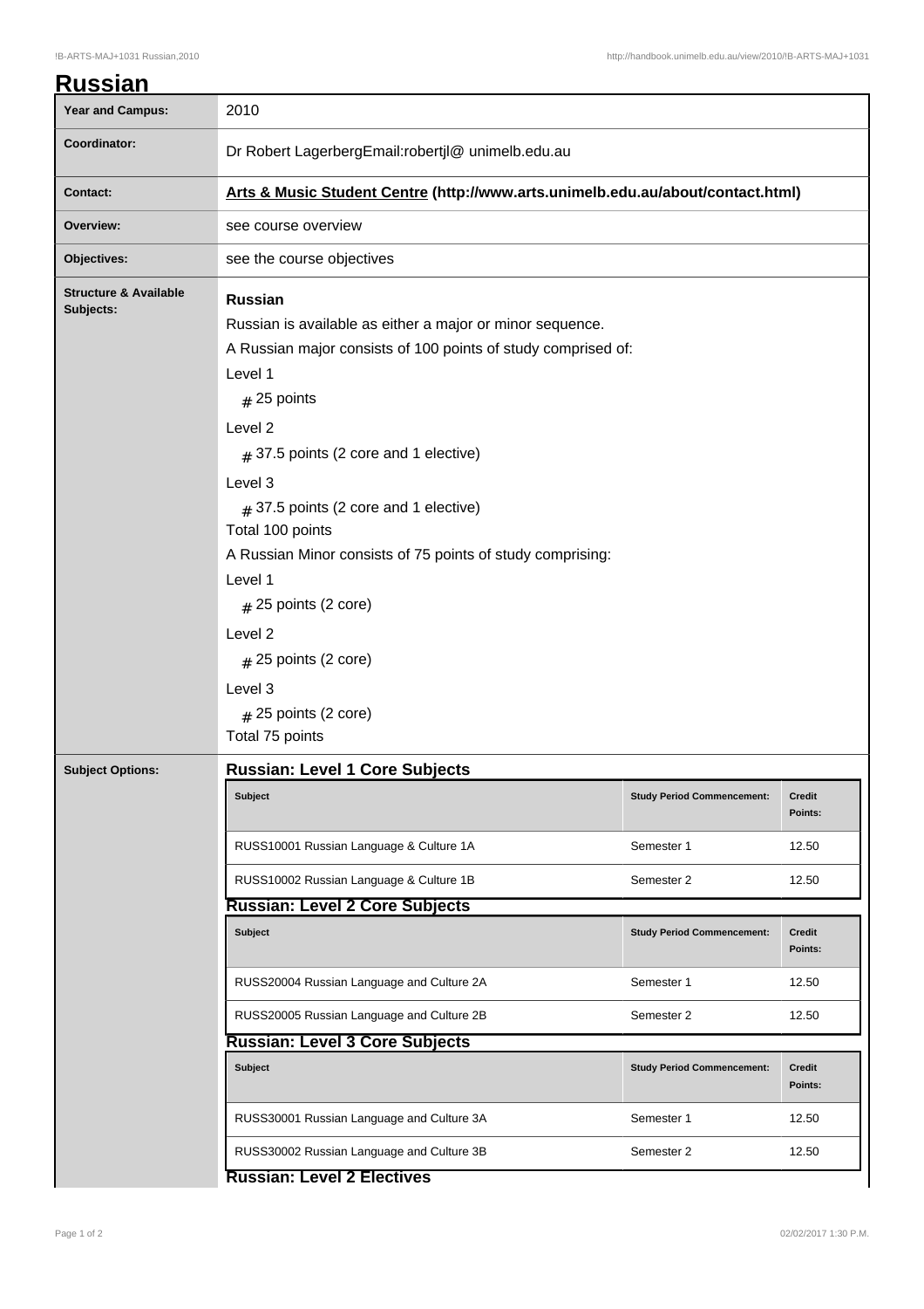# Russian

| | |
|---|---|
| **Year and Campus:** | 2010 |
| **Coordinator:** | Dr Robert LagerbergEmail:robertjl@ unimelb.edu.au |
| **Contact:** | **Arts & Music Student Centre (http://www.arts.unimelb.edu.au/about/contact.html)** |
| **Overview:** | see course overview |
| **Objectives:** | see the course objectives |

**Structure & Available Subjects:**

**Russian**

Russian is available as either a major or minor sequence.

A Russian major consists of 100 points of study comprised of:

Level 1

# 25 points

Level 2

# 37.5 points (2 core and 1 elective)

Level 3

# 37.5 points (2 core and 1 elective)

Total 100 points

A Russian Minor consists of 75 points of study comprising:

Level 1

# 25 points (2 core)

Level 2

# 25 points (2 core)

Level 3

# 25 points (2 core)

Total 75 points

**Subject Options:**

### Russian: Level 1 Core Subjects

| Subject | Study Period Commencement: | Credit Points: |
|---|---|---|
| RUSS10001 Russian Language & Culture 1A | Semester 1 | 12.50 |
| RUSS10002 Russian Language & Culture 1B | Semester 2 | 12.50 |

### Russian: Level 2 Core Subjects

| Subject | Study Period Commencement: | Credit Points: |
|---|---|---|
| RUSS20004 Russian Language and Culture 2A | Semester 1 | 12.50 |
| RUSS20005 Russian Language and Culture 2B | Semester 2 | 12.50 |

### Russian: Level 3 Core Subjects

| Subject | Study Period Commencement: | Credit Points: |
|---|---|---|
| RUSS30001 Russian Language and Culture 3A | Semester 1 | 12.50 |
| RUSS30002 Russian Language and Culture 3B | Semester 2 | 12.50 |

### Russian: Level 2 Electives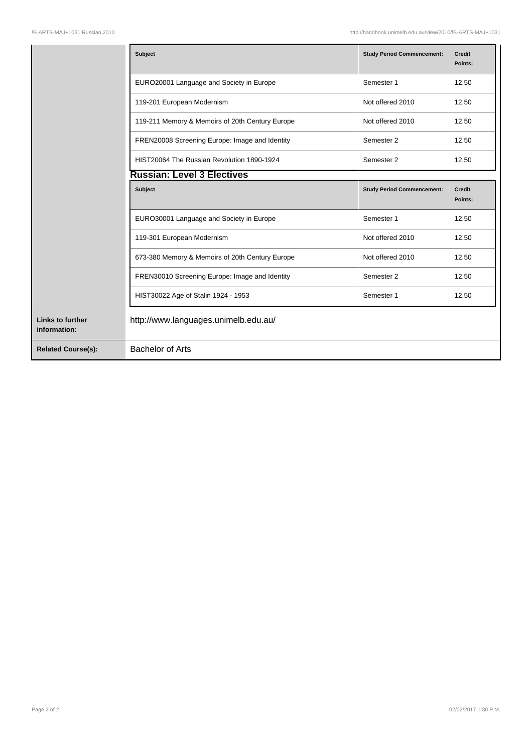| Subject | Study Period Commencement: | Credit Points: |
| --- | --- | --- |
| EURO20001 Language and Society in Europe | Semester 1 | 12.50 |
| 119-201 European Modernism | Not offered 2010 | 12.50 |
| 119-211 Memory & Memoirs of 20th Century Europe | Not offered 2010 | 12.50 |
| FREN20008 Screening Europe: Image and Identity | Semester 2 | 12.50 |
| HIST20064 The Russian Revolution 1890-1924 | Semester 2 | 12.50 |

## Russian: Level 3 Electives

| Subject | Study Period Commencement: | Credit Points: |
| --- | --- | --- |
| EURO30001 Language and Society in Europe | Semester 1 | 12.50 |
| 119-301 European Modernism | Not offered 2010 | 12.50 |
| 673-380 Memory & Memoirs of 20th Century Europe | Not offered 2010 | 12.50 |
| FREN30010 Screening Europe: Image and Identity | Semester 2 | 12.50 |
| HIST30022 Age of Stalin 1924 - 1953 | Semester 1 | 12.50 |

| | |
| --- | --- |
| **Links to further information:** | http://www.languages.unimelb.edu.au/ |
| **Related Course(s):** | Bachelor of Arts |